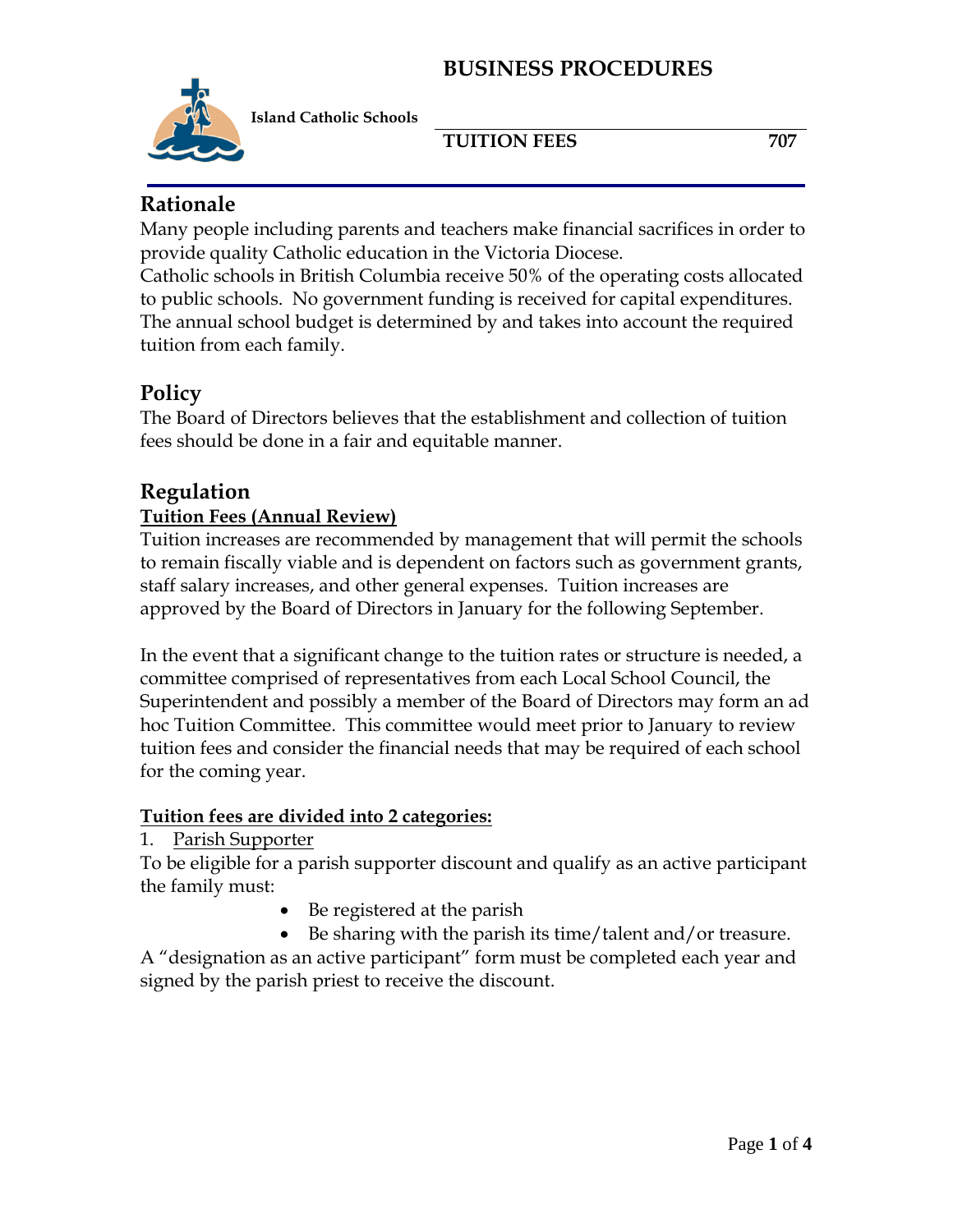# BUSINESS PROCEDURES

**Island Catholic Schools**

**TUITION FEES 707**

## Rationale

Many people including parents and teachers make financial sacrifices in order to provide quality Catholic education in the Victoria Diocese.
Catholic schools in British Columbia receive 50% of the operating costs allocated to public schools. No government funding is received for capital expenditures. The annual school budget is determined by and takes into account the required tuition from each family.

## Policy

The Board of Directors believes that the establishment and collection of tuition fees should be done in a fair and equitable manner.

## Regulation

**Tuition Fees (Annual Review)**

Tuition increases are recommended by management that will permit the schools to remain fiscally viable and is dependent on factors such as government grants, staff salary increases, and other general expenses. Tuition increases are approved by the Board of Directors in January for the following September.

In the event that a significant change to the tuition rates or structure is needed, a committee comprised of representatives from each Local School Council, the Superintendent and possibly a member of the Board of Directors may form an ad hoc Tuition Committee. This committee would meet prior to January to review tuition fees and consider the financial needs that may be required of each school for the coming year.

**Tuition fees are divided into 2 categories:**

1. Parish Supporter

To be eligible for a parish supporter discount and qualify as an active participant the family must:

- Be registered at the parish
- Be sharing with the parish its time/talent and/or treasure.

A "designation as an active participant" form must be completed each year and signed by the parish priest to receive the discount.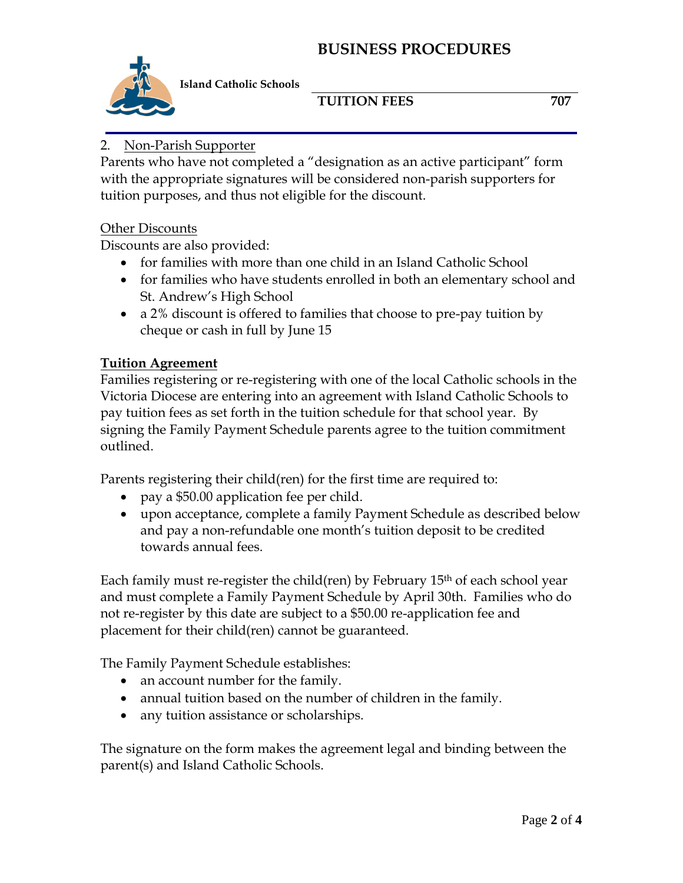2. Non-Parish Supporter

Parents who have not completed a "designation as an active participant" form with the appropriate signatures will be considered non-parish supporters for tuition purposes, and thus not eligible for the discount.

Other Discounts

Discounts are also provided:

- for families with more than one child in an Island Catholic School
- for families who have students enrolled in both an elementary school and St. Andrew's High School
- a 2% discount is offered to families that choose to pre-pay tuition by cheque or cash in full by June 15

**Tuition Agreement**

Families registering or re-registering with one of the local Catholic schools in the Victoria Diocese are entering into an agreement with Island Catholic Schools to pay tuition fees as set forth in the tuition schedule for that school year. By signing the Family Payment Schedule parents agree to the tuition commitment outlined.

Parents registering their child(ren) for the first time are required to:

- pay a $50.00 application fee per child.
- upon acceptance, complete a family Payment Schedule as described below and pay a non-refundable one month's tuition deposit to be credited towards annual fees.

Each family must re-register the child(ren) by February 15th of each school year and must complete a Family Payment Schedule by April 30th. Families who do not re-register by this date are subject to a $50.00 re-application fee and placement for their child(ren) cannot be guaranteed.

The Family Payment Schedule establishes:

- an account number for the family.
- annual tuition based on the number of children in the family.
- any tuition assistance or scholarships.

The signature on the form makes the agreement legal and binding between the parent(s) and Island Catholic Schools.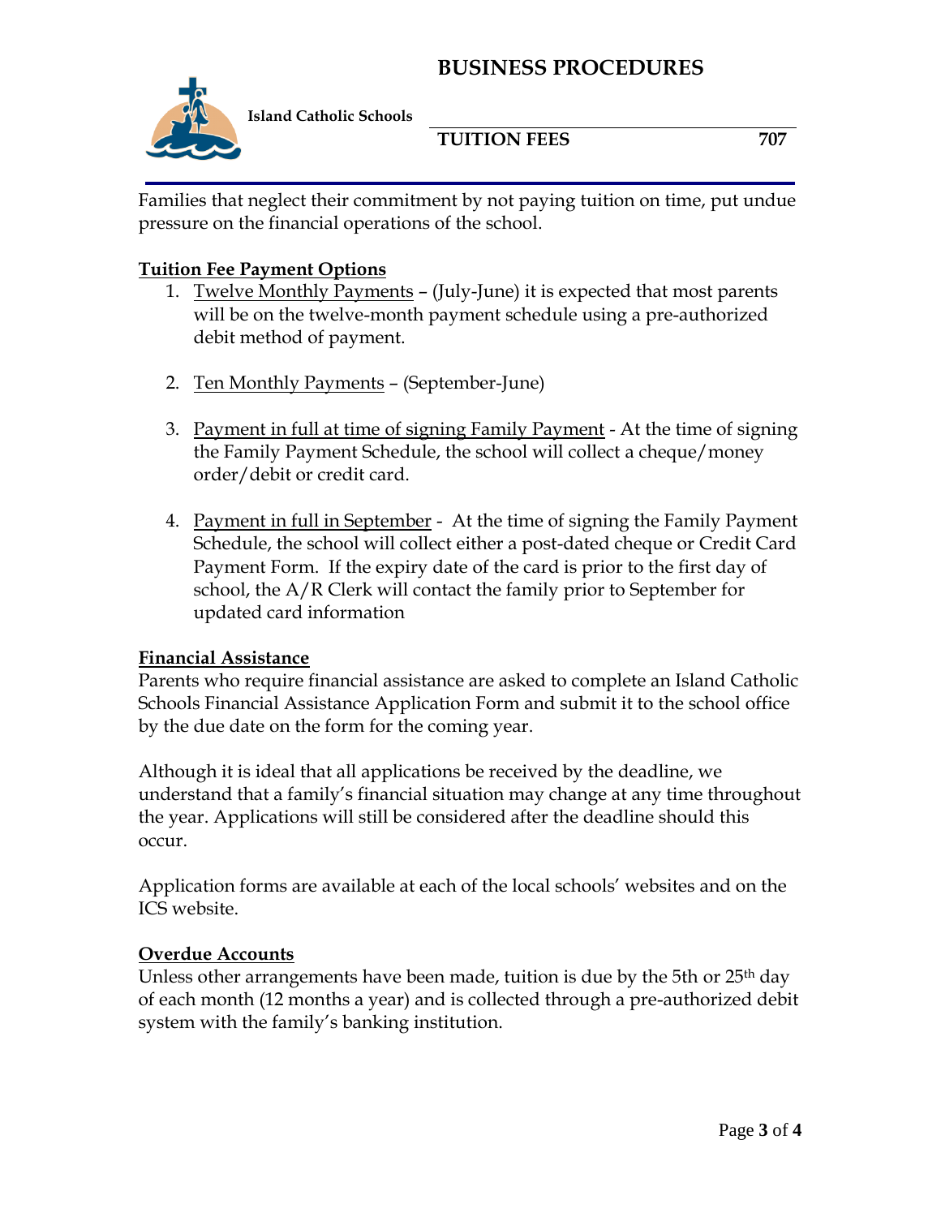Families that neglect their commitment by not paying tuition on time, put undue pressure on the financial operations of the school.

**Tuition Fee Payment Options**

1. Twelve Monthly Payments – (July-June) it is expected that most parents will be on the twelve-month payment schedule using a pre-authorized debit method of payment.

2. Ten Monthly Payments – (September-June)

3. Payment in full at time of signing Family Payment - At the time of signing the Family Payment Schedule, the school will collect a cheque/money order/debit or credit card.

4. Payment in full in September - At the time of signing the Family Payment Schedule, the school will collect either a post-dated cheque or Credit Card Payment Form. If the expiry date of the card is prior to the first day of school, the A/R Clerk will contact the family prior to September for updated card information

**Financial Assistance**

Parents who require financial assistance are asked to complete an Island Catholic Schools Financial Assistance Application Form and submit it to the school office by the due date on the form for the coming year.

Although it is ideal that all applications be received by the deadline, we understand that a family's financial situation may change at any time throughout the year. Applications will still be considered after the deadline should this occur.

Application forms are available at each of the local schools' websites and on the ICS website.

**Overdue Accounts**

Unless other arrangements have been made, tuition is due by the 5th or 25th day of each month (12 months a year) and is collected through a pre-authorized debit system with the family's banking institution.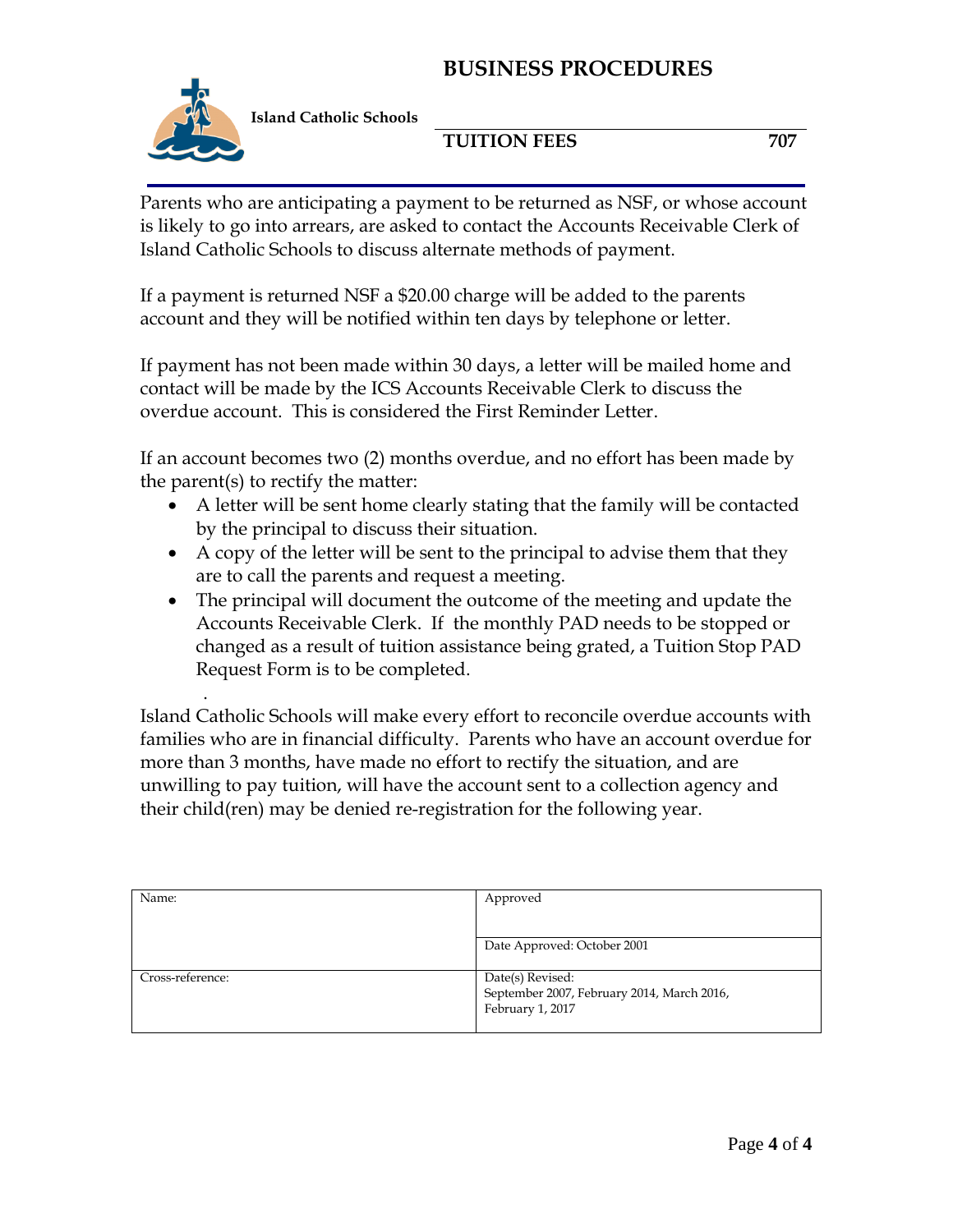Parents who are anticipating a payment to be returned as NSF, or whose account is likely to go into arrears, are asked to contact the Accounts Receivable Clerk of Island Catholic Schools to discuss alternate methods of payment.

If a payment is returned NSF a $20.00 charge will be added to the parents account and they will be notified within ten days by telephone or letter.

If payment has not been made within 30 days, a letter will be mailed home and contact will be made by the ICS Accounts Receivable Clerk to discuss the overdue account. This is considered the First Reminder Letter.

If an account becomes two (2) months overdue, and no effort has been made by the parent(s) to rectify the matter:

- A letter will be sent home clearly stating that the family will be contacted by the principal to discuss their situation.
- A copy of the letter will be sent to the principal to advise them that they are to call the parents and request a meeting.
- The principal will document the outcome of the meeting and update the Accounts Receivable Clerk. If the monthly PAD needs to be stopped or changed as a result of tuition assistance being grated, a Tuition Stop PAD Request Form is to be completed.

Island Catholic Schools will make every effort to reconcile overdue accounts with families who are in financial difficulty. Parents who have an account overdue for more than 3 months, have made no effort to rectify the situation, and are unwilling to pay tuition, will have the account sent to a collection agency and their child(ren) may be denied re-registration for the following year.

| | |
|---|---|
| Name: | Approved<br><br>Date Approved: October 2001 |
| Cross-reference: | Date(s) Revised:<br>September 2007, February 2014, March 2016, February 1, 2017 |